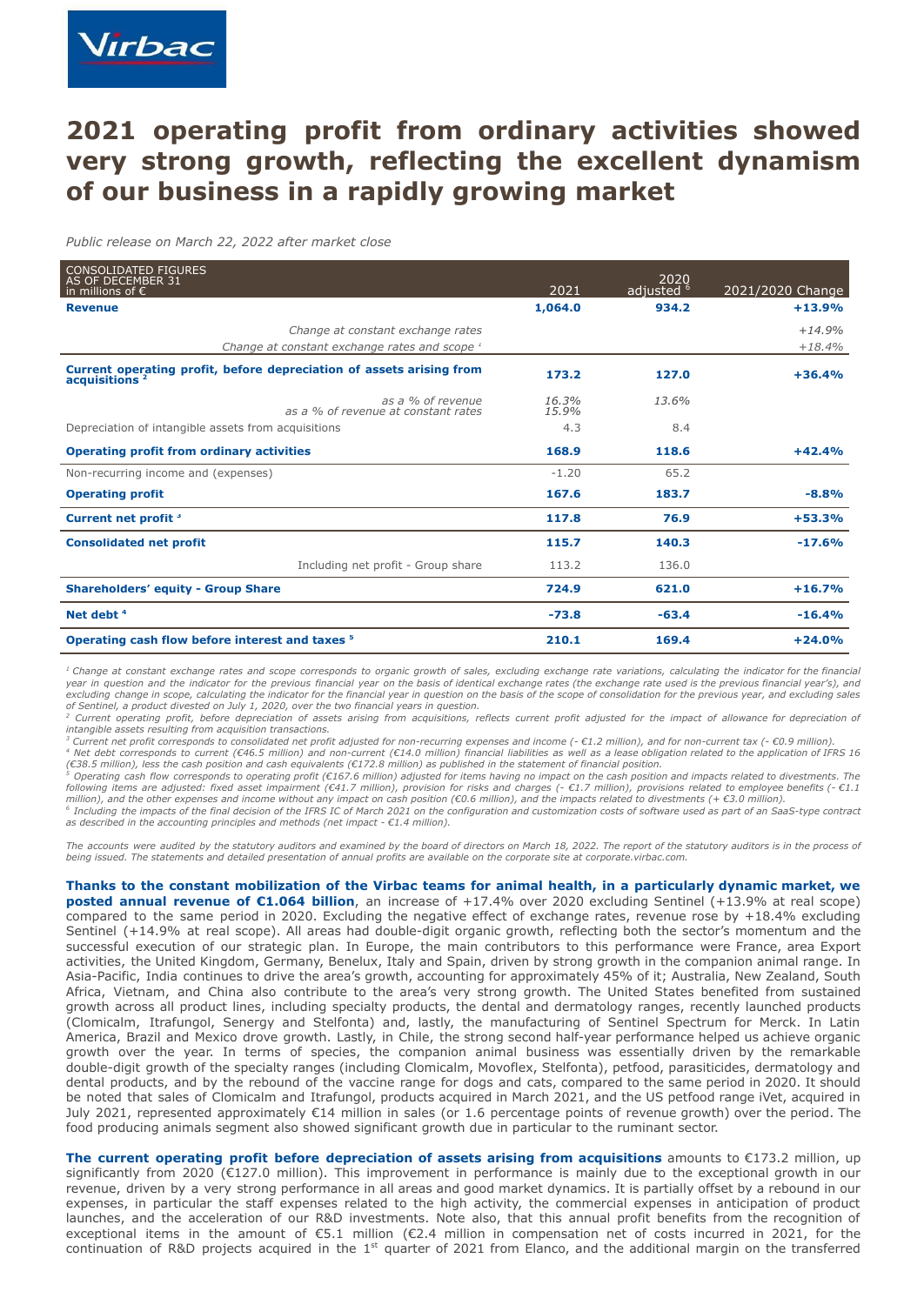# 2021 operating profit from ordinary activities showed very strong growth, reflecting the excellent dynamism of our business in a rapidly growing market

*Public release on March 22, 2022 after market close*

| CONSOLIDATED FIGURES AS OF DECEMBER 31 in millions of € | 2021 | 2020 adjusted [6] | 2021/2020 Change |
|---|---|---|---|
| **Revenue** | **1,064.0** | **934.2** | **+13.9%** |
| *Change at constant exchange rates* | | | *+14.9%* |
| *Change at constant exchange rates and scope [1]* | | | *+18.4%* |
| **Current operating profit, before depreciation of assets arising from acquisitions [2]** | **173.2** | **127.0** | **+36.4%** |
| *as a % of revenue* | *16.3%* | *13.6%* | |
| *as a % of revenue at constant rates* | *15.9%* | | |
| Depreciation of intangible assets from acquisitions | 4.3 | 8.4 | |
| **Operating profit from ordinary activities** | **168.9** | **118.6** | **+42.4%** |
| Non-recurring income and (expenses) | -1.20 | 65.2 | |
| **Operating profit** | **167.6** | **183.7** | **-8.8%** |
| **Current net profit [3]** | **117.8** | **76.9** | **+53.3%** |
| **Consolidated net profit** | **115.7** | **140.3** | **-17.6%** |
| Including net profit - Group share | 113.2 | 136.0 | |
| **Shareholders' equity - Group Share** | **724.9** | **621.0** | **+16.7%** |
| **Net debt [4]** | **-73.8** | **-63.4** | **-16.4%** |
| **Operating cash flow before interest and taxes [5]** | **210.1** | **169.4** | **+24.0%** |

*[1] Change at constant exchange rates and scope corresponds to organic growth of sales, excluding exchange rate variations, calculating the indicator for the financial year in question and the indicator for the previous financial year on the basis of identical exchange rates (the exchange rate used is the previous financial year's), and excluding change in scope, calculating the indicator for the financial year in question on the basis of the scope of consolidation for the previous year, and excluding sales of Sentinel, a product divested on July 1, 2020, over the two financial years in question.*

*[2] Current operating profit, before depreciation of assets arising from acquisitions, reflects current profit adjusted for the impact of allowance for depreciation of intangible assets resulting from acquisition transactions.*

*[3] Current net profit corresponds to consolidated net profit adjusted for non-recurring expenses and income (- €1.2 million), and for non-current tax (- €0.9 million).*

*[4] Net debt corresponds to current (€46.5 million) and non-current (€14.0 million) financial liabilities as well as a lease obligation related to the application of IFRS 16 (€38.5 million), less the cash position and cash equivalents (€172.8 million) as published in the statement of financial position.*

*[5] Operating cash flow corresponds to operating profit (€167.6 million) adjusted for items having no impact on the cash position and impacts related to divestments. The following items are adjusted: fixed asset impairment (€41.7 million), provision for risks and charges (- €1.7 million), provisions related to employee benefits (- €1.1 million), and the other expenses and income without any impact on cash position (€0.6 million), and the impacts related to divestments (+ €3.0 million).*

*[6] Including the impacts of the final decision of the IFRS IC of March 2021 on the configuration and customization costs of software used as part of an SaaS-type contract as described in the accounting principles and methods (net impact - €1.4 million).*

*The accounts were audited by the statutory auditors and examined by the board of directors on March 18, 2022. The report of the statutory auditors is in the process of being issued. The statements and detailed presentation of annual profits are available on the corporate site at corporate.virbac.com.*

**Thanks to the constant mobilization of the Virbac teams for animal health, in a particularly dynamic market, we posted annual revenue of €1.064 billion**, an increase of +17.4% over 2020 excluding Sentinel (+13.9% at real scope) compared to the same period in 2020. Excluding the negative effect of exchange rates, revenue rose by +18.4% excluding Sentinel (+14.9% at real scope). All areas had double-digit organic growth, reflecting both the sector's momentum and the successful execution of our strategic plan. In Europe, the main contributors to this performance were France, area Export activities, the United Kingdom, Germany, Benelux, Italy and Spain, driven by strong growth in the companion animal range. In Asia-Pacific, India continues to drive the area's growth, accounting for approximately 45% of it; Australia, New Zealand, South Africa, Vietnam, and China also contribute to the area's very strong growth. The United States benefited from sustained growth across all product lines, including specialty products, the dental and dermatology ranges, recently launched products (Clomicalm, Itrafungol, Senergy and Stelfonta) and, lastly, the manufacturing of Sentinel Spectrum for Merck. In Latin America, Brazil and Mexico drove growth. Lastly, in Chile, the strong second half-year performance helped us achieve organic growth over the year. In terms of species, the companion animal business was essentially driven by the remarkable double-digit growth of the specialty ranges (including Clomicalm, Movoflex, Stelfonta), petfood, parasiticides, dermatology and dental products, and by the rebound of the vaccine range for dogs and cats, compared to the same period in 2020. It should be noted that sales of Clomicalm and Itrafungol, products acquired in March 2021, and the US petfood range iVet, acquired in July 2021, represented approximately €14 million in sales (or 1.6 percentage points of revenue growth) over the period. The food producing animals segment also showed significant growth due in particular to the ruminant sector.

**The current operating profit before depreciation of assets arising from acquisitions** amounts to €173.2 million, up significantly from 2020 (€127.0 million). This improvement in performance is mainly due to the exceptional growth in our revenue, driven by a very strong performance in all areas and good market dynamics. It is partially offset by a rebound in our expenses, in particular the staff expenses related to the high activity, the commercial expenses in anticipation of product launches, and the acceleration of our R&D investments. Note also, that this annual profit benefits from the recognition of exceptional items in the amount of €5.1 million (€2.4 million in compensation net of costs incurred in 2021, for the continuation of R&D projects acquired in the 1st quarter of 2021 from Elanco, and the additional margin on the transferred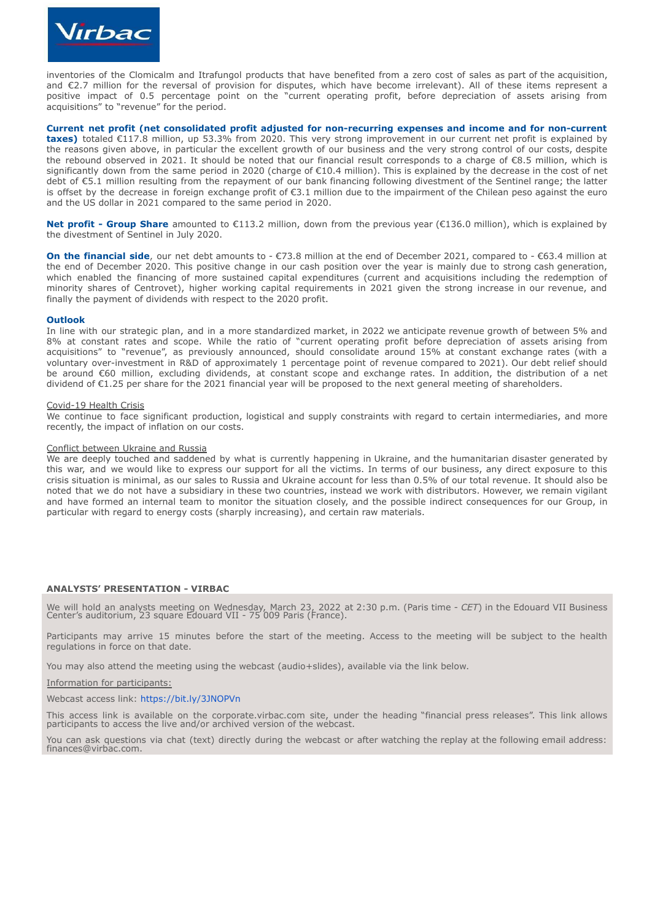inventories of the Clomicalm and Itrafungol products that have benefited from a zero cost of sales as part of the acquisition, and €2.7 million for the reversal of provision for disputes, which have become irrelevant). All of these items represent a positive impact of 0.5 percentage point on the "current operating profit, before depreciation of assets arising from acquisitions" to "revenue" for the period.

**Current net profit (net consolidated profit adjusted for non-recurring expenses and income and for non-current taxes)** totaled €117.8 million, up 53.3% from 2020. This very strong improvement in our current net profit is explained by the reasons given above, in particular the excellent growth of our business and the very strong control of our costs, despite the rebound observed in 2021. It should be noted that our financial result corresponds to a charge of €8.5 million, which is significantly down from the same period in 2020 (charge of €10.4 million). This is explained by the decrease in the cost of net debt of €5.1 million resulting from the repayment of our bank financing following divestment of the Sentinel range; the latter is offset by the decrease in foreign exchange profit of €3.1 million due to the impairment of the Chilean peso against the euro and the US dollar in 2021 compared to the same period in 2020.

**Net profit - Group Share** amounted to €113.2 million, down from the previous year (€136.0 million), which is explained by the divestment of Sentinel in July 2020.

**On the financial side**, our net debt amounts to - €73.8 million at the end of December 2021, compared to - €63.4 million at the end of December 2020. This positive change in our cash position over the year is mainly due to strong cash generation, which enabled the financing of more sustained capital expenditures (current and acquisitions including the redemption of minority shares of Centrovet), higher working capital requirements in 2021 given the strong increase in our revenue, and finally the payment of dividends with respect to the 2020 profit.

**Outlook**

In line with our strategic plan, and in a more standardized market, in 2022 we anticipate revenue growth of between 5% and 8% at constant rates and scope. While the ratio of "current operating profit before depreciation of assets arising from acquisitions" to "revenue", as previously announced, should consolidate around 15% at constant exchange rates (with a voluntary over-investment in R&D of approximately 1 percentage point of revenue compared to 2021). Our debt relief should be around €60 million, excluding dividends, at constant scope and exchange rates. In addition, the distribution of a net dividend of €1.25 per share for the 2021 financial year will be proposed to the next general meeting of shareholders.

Covid-19 Health Crisis

We continue to face significant production, logistical and supply constraints with regard to certain intermediaries, and more recently, the impact of inflation on our costs.

Conflict between Ukraine and Russia

We are deeply touched and saddened by what is currently happening in Ukraine, and the humanitarian disaster generated by this war, and we would like to express our support for all the victims. In terms of our business, any direct exposure to this crisis situation is minimal, as our sales to Russia and Ukraine account for less than 0.5% of our total revenue. It should also be noted that we do not have a subsidiary in these two countries, instead we work with distributors. However, we remain vigilant and have formed an internal team to monitor the situation closely, and the possible indirect consequences for our Group, in particular with regard to energy costs (sharply increasing), and certain raw materials.

**ANALYSTS' PRESENTATION - VIRBAC**

We will hold an analysts meeting on Wednesday, March 23, 2022 at 2:30 p.m. (Paris time - *CET*) in the Edouard VII Business Center's auditorium, 23 square Edouard VII - 75 009 Paris (France).

Participants may arrive 15 minutes before the start of the meeting. Access to the meeting will be subject to the health regulations in force on that date.

You may also attend the meeting using the webcast (audio+slides), available via the link below.

Information for participants:

Webcast access link: https://bit.ly/3JNOPVn

This access link is available on the corporate.virbac.com site, under the heading "financial press releases". This link allows participants to access the live and/or archived version of the webcast.

You can ask questions via chat (text) directly during the webcast or after watching the replay at the following email address: finances@virbac.com.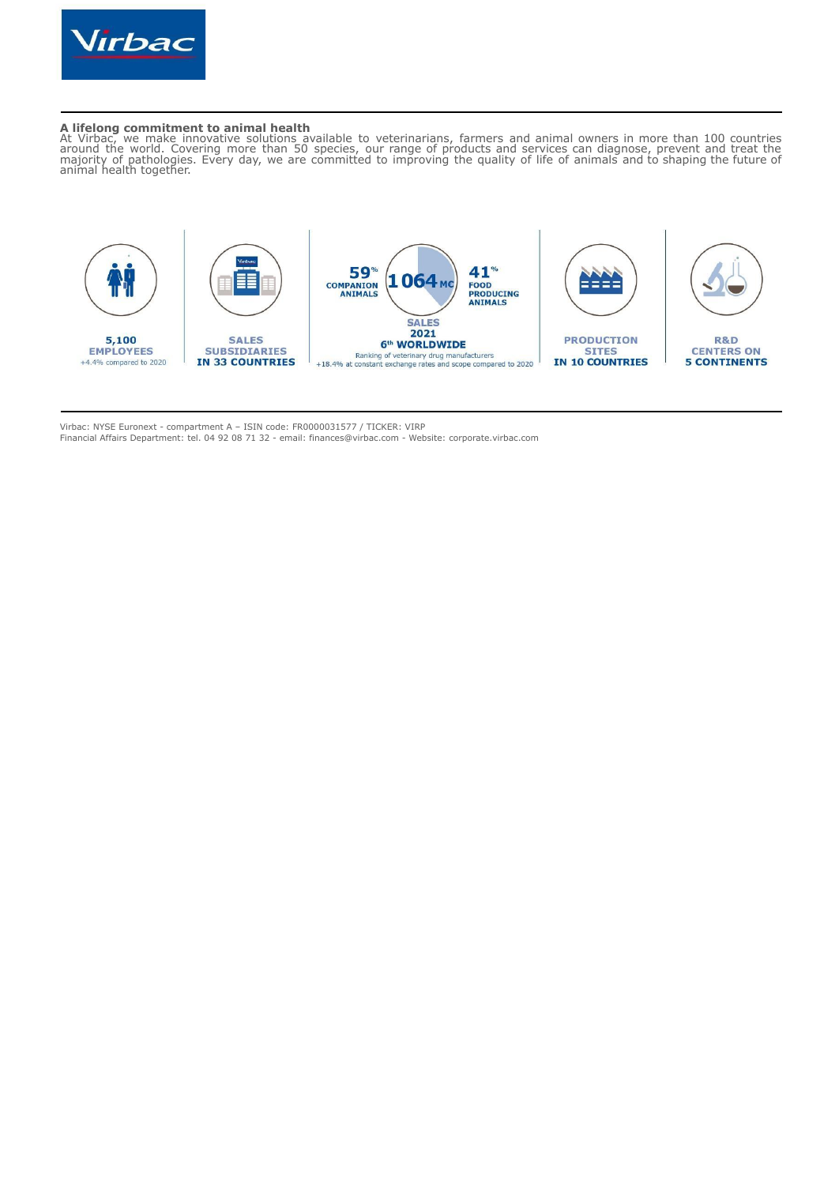**A lifelong commitment to animal health**
At Virbac, we make innovative solutions available to veterinarians, farmers and animal owners in more than 100 countries around the world. Covering more than 50 species, our range of products and services can diagnose, prevent and treat the majority of pathologies. Every day, we are committed to improving the quality of life of animals and to shaping the future of animal health together.

5,100
EMPLOYEES
+4.4% compared to 2020

SALES
SUBSIDIARIES
IN 33 COUNTRIES

59%
COMPANION ANIMALS

1 064 M€

41%
FOOD PRODUCING ANIMALS

SALES
2021
6th WORLDWIDE
Ranking of veterinary drug manufacturers
+18.4% at constant exchange rates and scope compared to 2020

PRODUCTION
SITES
IN 10 COUNTRIES

R&D
CENTERS ON
5 CONTINENTS

Virbac: NYSE Euronext - compartment A – ISIN code: FR0000031577 / TICKER: VIRP
Financial Affairs Department: tel. 04 92 08 71 32 - email: finances@virbac.com - Website: corporate.virbac.com